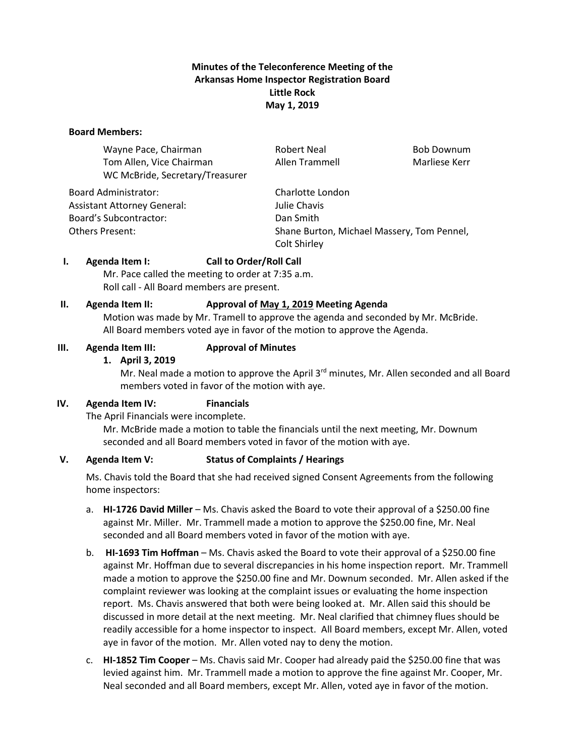**Minutes of the Teleconference Meeting of the**
**Arkansas Home Inspector Registration Board**
**Little Rock**
**May 1, 2019**

**Board Members:**

| | | |
|---|---|---|
| Wayne Pace, Chairman | Robert Neal | Bob Downum |
| Tom Allen, Vice Chairman | Allen Trammell | Marliese Kerr |
| WC McBride, Secretary/Treasurer | | |

| | |
|---|---|
| Board Administrator: | Charlotte London |
| Assistant Attorney General: | Julie Chavis |
| Board's Subcontractor: | Dan Smith |
| Others Present: | Shane Burton, Michael Massery, Tom Pennel, Colt Shirley |

**I. Agenda Item I: Call to Order/Roll Call**

Mr. Pace called the meeting to order at 7:35 a.m.
Roll call - All Board members are present.

**II. Agenda Item II: Approval of May 1, 2019 Meeting Agenda**

Motion was made by Mr. Tramell to approve the agenda and seconded by Mr. McBride. All Board members voted aye in favor of the motion to approve the Agenda.

**III. Agenda Item III: Approval of Minutes**

1. **April 3, 2019**

   Mr. Neal made a motion to approve the April 3rd minutes, Mr. Allen seconded and all Board members voted in favor of the motion with aye.

**IV. Agenda Item IV: Financials**

The April Financials were incomplete.

Mr. McBride made a motion to table the financials until the next meeting, Mr. Downum seconded and all Board members voted in favor of the motion with aye.

**V. Agenda Item V: Status of Complaints / Hearings**

Ms. Chavis told the Board that she had received signed Consent Agreements from the following home inspectors:

a. **HI-1726 David Miller** – Ms. Chavis asked the Board to vote their approval of a $250.00 fine against Mr. Miller. Mr. Trammell made a motion to approve the $250.00 fine, Mr. Neal seconded and all Board members voted in favor of the motion with aye.

b. **HI-1693 Tim Hoffman** – Ms. Chavis asked the Board to vote their approval of a $250.00 fine against Mr. Hoffman due to several discrepancies in his home inspection report. Mr. Trammell made a motion to approve the $250.00 fine and Mr. Downum seconded. Mr. Allen asked if the complaint reviewer was looking at the complaint issues or evaluating the home inspection report. Ms. Chavis answered that both were being looked at. Mr. Allen said this should be discussed in more detail at the next meeting. Mr. Neal clarified that chimney flues should be readily accessible for a home inspector to inspect. All Board members, except Mr. Allen, voted aye in favor of the motion. Mr. Allen voted nay to deny the motion.

c. **HI-1852 Tim Cooper** – Ms. Chavis said Mr. Cooper had already paid the $250.00 fine that was levied against him. Mr. Trammell made a motion to approve the fine against Mr. Cooper, Mr. Neal seconded and all Board members, except Mr. Allen, voted aye in favor of the motion.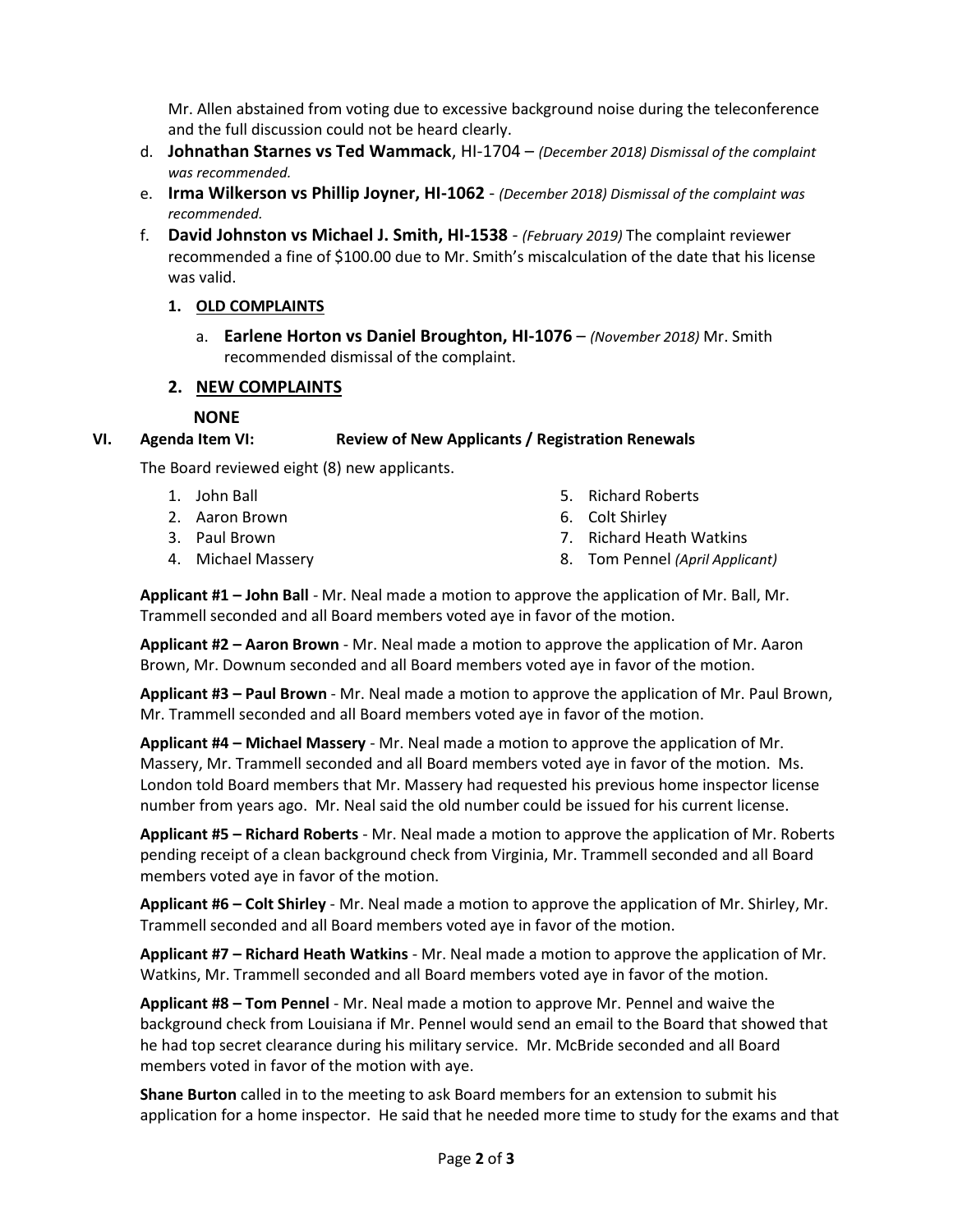Mr. Allen abstained from voting due to excessive background noise during the teleconference and the full discussion could not be heard clearly.

d. **Johnathan Starnes vs Ted Wammack**, HI-1704 – *(December 2018) Dismissal of the complaint was recommended.*

e. **Irma Wilkerson vs Phillip Joyner, HI-1062** - *(December 2018) Dismissal of the complaint was recommended.*

f. **David Johnston vs Michael J. Smith, HI-1538** - *(February 2019)* The complaint reviewer recommended a fine of $100.00 due to Mr. Smith's miscalculation of the date that his license was valid.

**1. OLD COMPLAINTS**

a. **Earlene Horton vs Daniel Broughton, HI-1076** – *(November 2018)* Mr. Smith recommended dismissal of the complaint.

**2. NEW COMPLAINTS**

**NONE**

**VI. Agenda Item VI: Review of New Applicants / Registration Renewals**

The Board reviewed eight (8) new applicants.

1. John Ball
2. Aaron Brown
3. Paul Brown
4. Michael Massery
5. Richard Roberts
6. Colt Shirley
7. Richard Heath Watkins
8. Tom Pennel *(April Applicant)*

**Applicant #1 – John Ball** - Mr. Neal made a motion to approve the application of Mr. Ball, Mr. Trammell seconded and all Board members voted aye in favor of the motion.

**Applicant #2 – Aaron Brown** - Mr. Neal made a motion to approve the application of Mr. Aaron Brown, Mr. Downum seconded and all Board members voted aye in favor of the motion.

**Applicant #3 – Paul Brown** - Mr. Neal made a motion to approve the application of Mr. Paul Brown, Mr. Trammell seconded and all Board members voted aye in favor of the motion.

**Applicant #4 – Michael Massery** - Mr. Neal made a motion to approve the application of Mr. Massery, Mr. Trammell seconded and all Board members voted aye in favor of the motion. Ms. London told Board members that Mr. Massery had requested his previous home inspector license number from years ago. Mr. Neal said the old number could be issued for his current license.

**Applicant #5 – Richard Roberts** - Mr. Neal made a motion to approve the application of Mr. Roberts pending receipt of a clean background check from Virginia, Mr. Trammell seconded and all Board members voted aye in favor of the motion.

**Applicant #6 – Colt Shirley** - Mr. Neal made a motion to approve the application of Mr. Shirley, Mr. Trammell seconded and all Board members voted aye in favor of the motion.

**Applicant #7 – Richard Heath Watkins** - Mr. Neal made a motion to approve the application of Mr. Watkins, Mr. Trammell seconded and all Board members voted aye in favor of the motion.

**Applicant #8 – Tom Pennel** - Mr. Neal made a motion to approve Mr. Pennel and waive the background check from Louisiana if Mr. Pennel would send an email to the Board that showed that he had top secret clearance during his military service. Mr. McBride seconded and all Board members voted in favor of the motion with aye.

**Shane Burton** called in to the meeting to ask Board members for an extension to submit his application for a home inspector. He said that he needed more time to study for the exams and that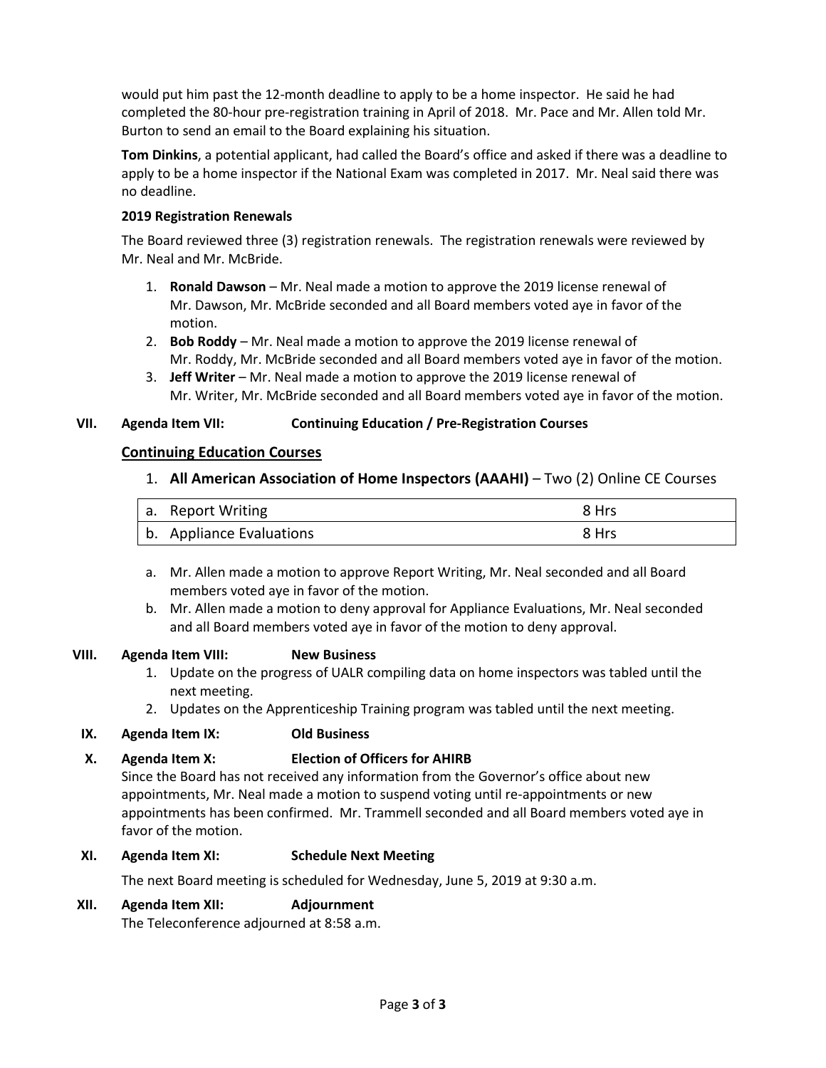would put him past the 12-month deadline to apply to be a home inspector. He said he had completed the 80-hour pre-registration training in April of 2018. Mr. Pace and Mr. Allen told Mr. Burton to send an email to the Board explaining his situation.

**Tom Dinkins**, a potential applicant, had called the Board's office and asked if there was a deadline to apply to be a home inspector if the National Exam was completed in 2017. Mr. Neal said there was no deadline.

**2019 Registration Renewals**

The Board reviewed three (3) registration renewals. The registration renewals were reviewed by Mr. Neal and Mr. McBride.

1. **Ronald Dawson** – Mr. Neal made a motion to approve the 2019 license renewal of Mr. Dawson, Mr. McBride seconded and all Board members voted aye in favor of the motion.
2. **Bob Roddy** – Mr. Neal made a motion to approve the 2019 license renewal of Mr. Roddy, Mr. McBride seconded and all Board members voted aye in favor of the motion.
3. **Jeff Writer** – Mr. Neal made a motion to approve the 2019 license renewal of Mr. Writer, Mr. McBride seconded and all Board members voted aye in favor of the motion.

**VII. Agenda Item VII: Continuing Education / Pre-Registration Courses**

## Continuing Education Courses

1. **All American Association of Home Inspectors (AAAHI)** – Two (2) Online CE Courses

| | |
|---|---|
| a. Report Writing | 8 Hrs |
| b. Appliance Evaluations | 8 Hrs |

a. Mr. Allen made a motion to approve Report Writing, Mr. Neal seconded and all Board members voted aye in favor of the motion.

b. Mr. Allen made a motion to deny approval for Appliance Evaluations, Mr. Neal seconded and all Board members voted aye in favor of the motion to deny approval.

**VIII. Agenda Item VIII: New Business**

1. Update on the progress of UALR compiling data on home inspectors was tabled until the next meeting.
2. Updates on the Apprenticeship Training program was tabled until the next meeting.

**IX. Agenda Item IX: Old Business**

**X. Agenda Item X: Election of Officers for AHIRB**

Since the Board has not received any information from the Governor's office about new appointments, Mr. Neal made a motion to suspend voting until re-appointments or new appointments has been confirmed. Mr. Trammell seconded and all Board members voted aye in favor of the motion.

**XI. Agenda Item XI: Schedule Next Meeting**

The next Board meeting is scheduled for Wednesday, June 5, 2019 at 9:30 a.m.

**XII. Agenda Item XII: Adjournment**

The Teleconference adjourned at 8:58 a.m.